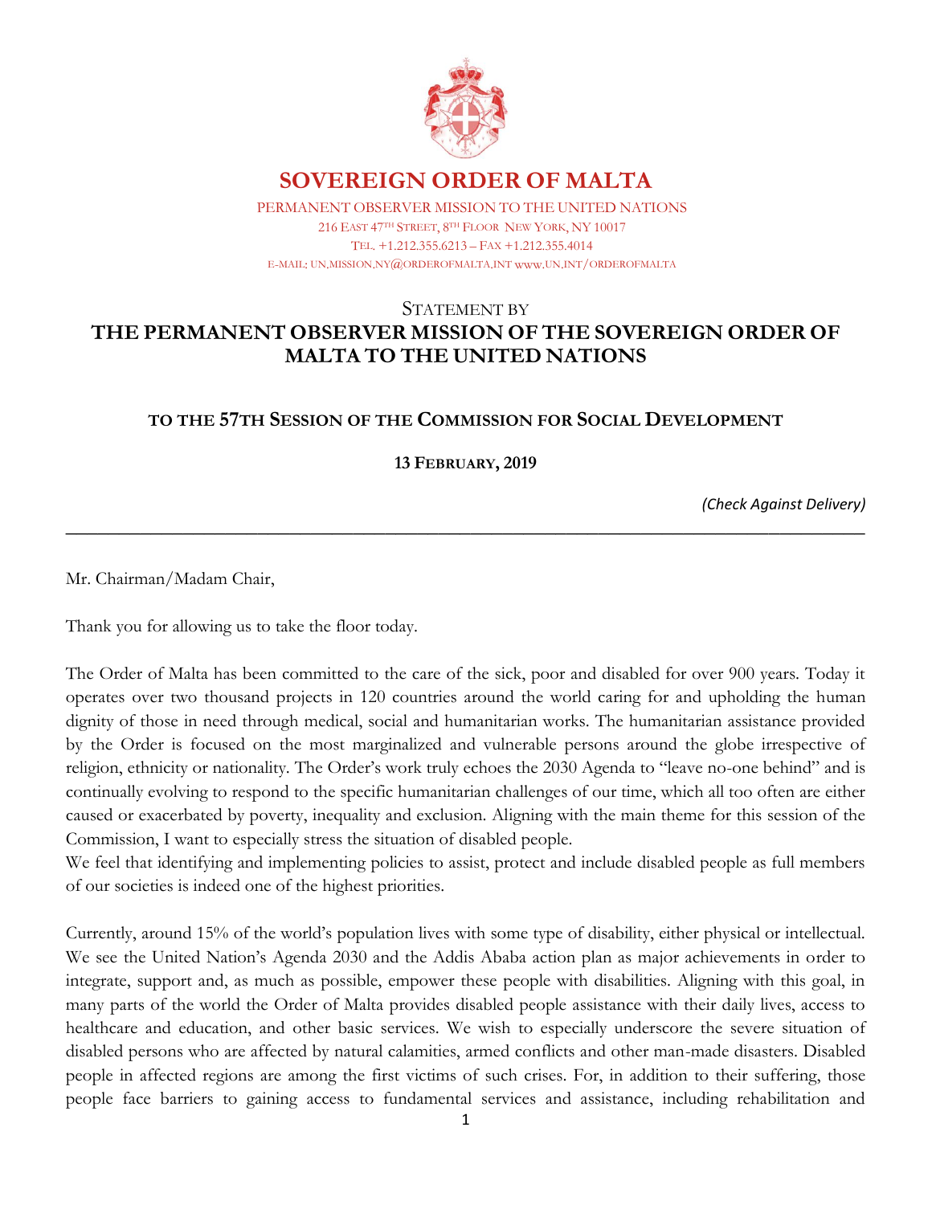# SOVEREIGN ORDER OF MALTA

PERMANENT OBSERVER MISSION TO THE UNITED NATIONS
216 EAST 47TH STREET, 8TH FLOOR NEW YORK, NY 10017
TEL. +1.212.355.6213 – FAX +1.212.355.4014
E-MAIL: UN.MISSION.NY@ORDEROFMALTA.INT WWW.UN.INT/ORDEROFMALTA

STATEMENT BY

## THE PERMANENT OBSERVER MISSION OF THE SOVEREIGN ORDER OF MALTA TO THE UNITED NATIONS

### TO THE 57TH SESSION OF THE COMMISSION FOR SOCIAL DEVELOPMENT

**13 FEBRUARY, 2019**

*(Check Against Delivery)*

---

Mr. Chairman/Madam Chair,

Thank you for allowing us to take the floor today.

The Order of Malta has been committed to the care of the sick, poor and disabled for over 900 years. Today it operates over two thousand projects in 120 countries around the world caring for and upholding the human dignity of those in need through medical, social and humanitarian works. The humanitarian assistance provided by the Order is focused on the most marginalized and vulnerable persons around the globe irrespective of religion, ethnicity or nationality. The Order's work truly echoes the 2030 Agenda to "leave no-one behind" and is continually evolving to respond to the specific humanitarian challenges of our time, which all too often are either caused or exacerbated by poverty, inequality and exclusion. Aligning with the main theme for this session of the Commission, I want to especially stress the situation of disabled people.
We feel that identifying and implementing policies to assist, protect and include disabled people as full members of our societies is indeed one of the highest priorities.

Currently, around 15% of the world's population lives with some type of disability, either physical or intellectual. We see the United Nation's Agenda 2030 and the Addis Ababa action plan as major achievements in order to integrate, support and, as much as possible, empower these people with disabilities. Aligning with this goal, in many parts of the world the Order of Malta provides disabled people assistance with their daily lives, access to healthcare and education, and other basic services. We wish to especially underscore the severe situation of disabled persons who are affected by natural calamities, armed conflicts and other man-made disasters. Disabled people in affected regions are among the first victims of such crises. For, in addition to their suffering, those people face barriers to gaining access to fundamental services and assistance, including rehabilitation and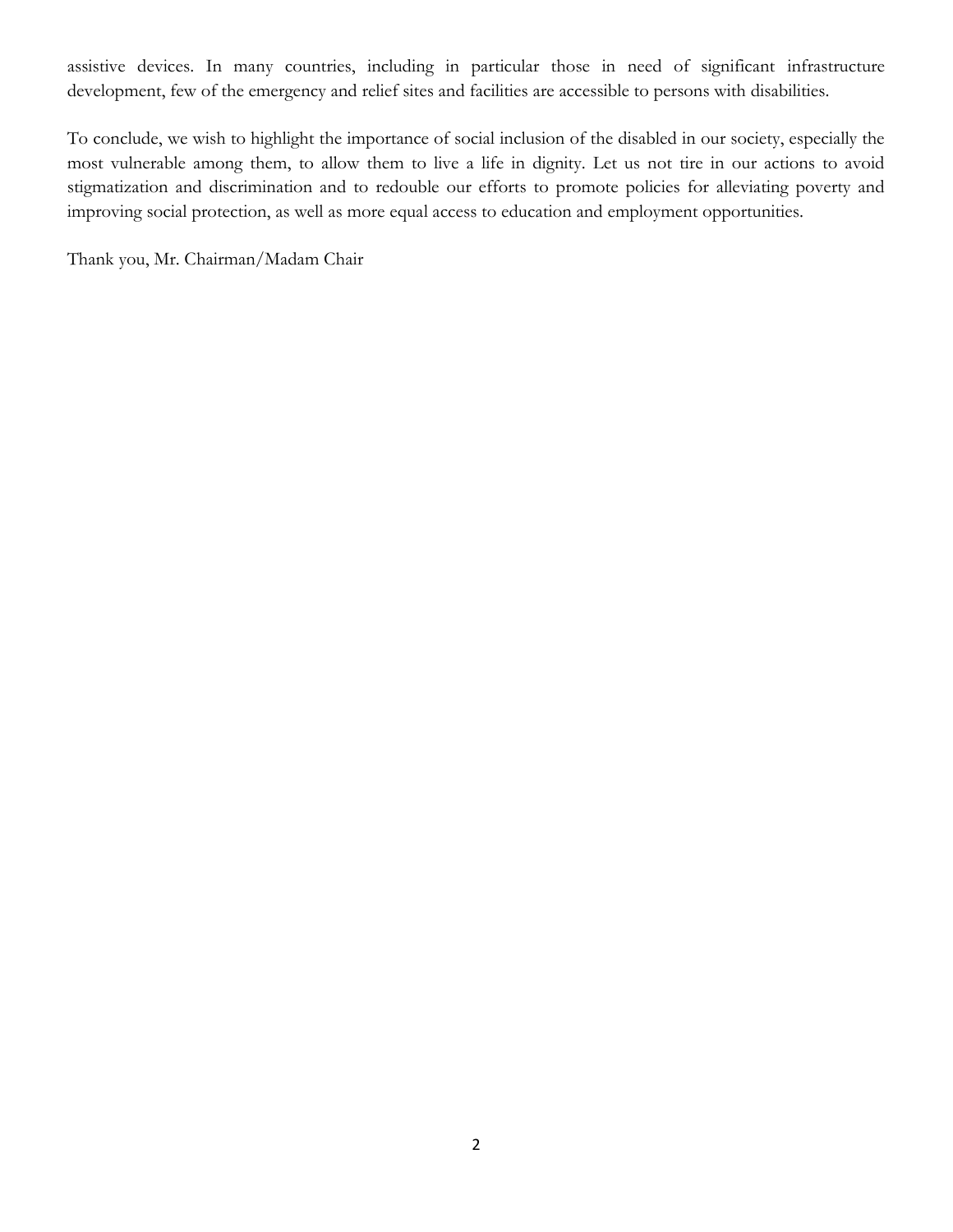assistive devices. In many countries, including in particular those in need of significant infrastructure development, few of the emergency and relief sites and facilities are accessible to persons with disabilities.

To conclude, we wish to highlight the importance of social inclusion of the disabled in our society, especially the most vulnerable among them, to allow them to live a life in dignity. Let us not tire in our actions to avoid stigmatization and discrimination and to redouble our efforts to promote policies for alleviating poverty and improving social protection, as well as more equal access to education and employment opportunities.

Thank you, Mr. Chairman/Madam Chair